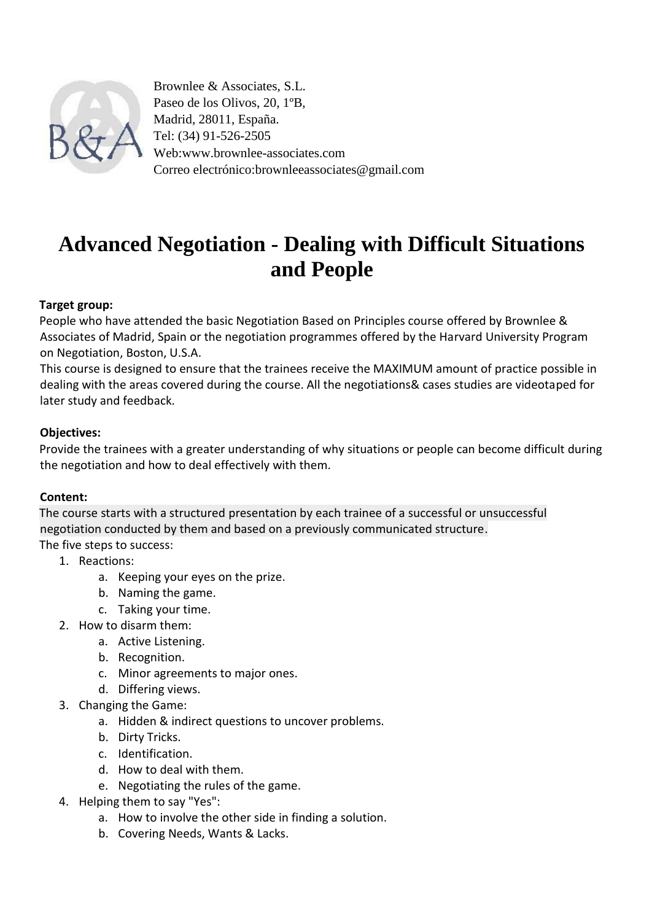Brownlee & Associates, S.L.
Paseo de los Olivos, 20, 1ºB,
Madrid, 28011, España.
Tel: (34) 91-526-2505
Web:www.brownlee-associates.com
Correo electrónico:brownleeassociates@gmail.com

# Advanced Negotiation - Dealing with Difficult Situations and People

**Target group:**
People who have attended the basic Negotiation Based on Principles course offered by Brownlee & Associates of Madrid, Spain or the negotiation programmes offered by the Harvard University Program on Negotiation, Boston, U.S.A.
This course is designed to ensure that the trainees receive the MAXIMUM amount of practice possible in dealing with the areas covered during the course. All the negotiations& cases studies are videotaped for later study and feedback.

**Objectives:**
Provide the trainees with a greater understanding of why situations or people can become difficult during the negotiation and how to deal effectively with them.

**Content:**
The course starts with a structured presentation by each trainee of a successful or unsuccessful negotiation conducted by them and based on a previously communicated structure.
The five steps to success:

1. Reactions:
   a. Keeping your eyes on the prize.
   b. Naming the game.
   c. Taking your time.
2. How to disarm them:
   a. Active Listening.
   b. Recognition.
   c. Minor agreements to major ones.
   d. Differing views.
3. Changing the Game:
   a. Hidden & indirect questions to uncover problems.
   b. Dirty Tricks.
   c. Identification.
   d. How to deal with them.
   e. Negotiating the rules of the game.
4. Helping them to say "Yes":
   a. How to involve the other side in finding a solution.
   b. Covering Needs, Wants & Lacks.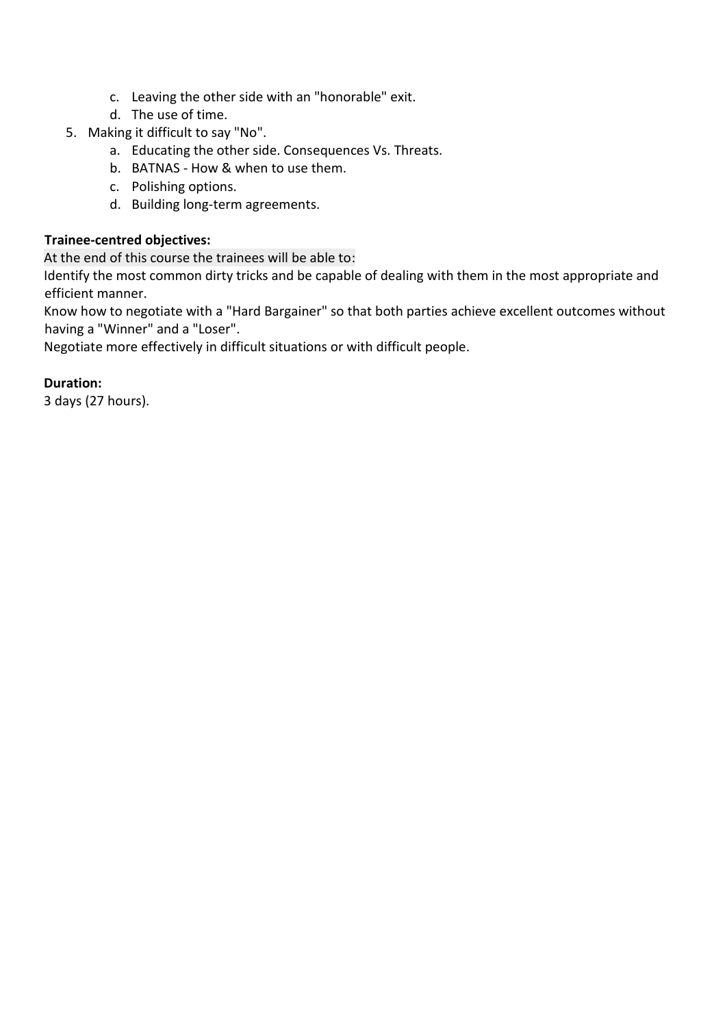c. Leaving the other side with an "honorable" exit.
   d. The use of time.
5. Making it difficult to say "No".
   a. Educating the other side. Consequences Vs. Threats.
   b. BATNAS - How & when to use them.
   c. Polishing options.
   d. Building long-term agreements.

**Trainee-centred objectives:**

At the end of this course the trainees will be able to:

Identify the most common dirty tricks and be capable of dealing with them in the most appropriate and efficient manner.

Know how to negotiate with a "Hard Bargainer" so that both parties achieve excellent outcomes without having a "Winner" and a "Loser".

Negotiate more effectively in difficult situations or with difficult people.

**Duration:**

3 days (27 hours).